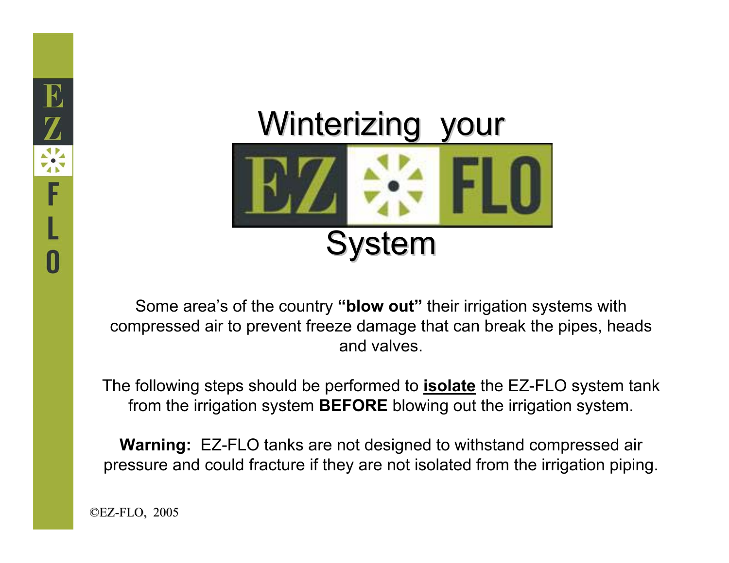# Winterizing your EZ-FLO System

Some area's of the country **"blow out"** their irrigation systems with compressed air to prevent freeze damage that can break the pipes, heads and valves.

The following steps should be performed to **isolate** the EZ-FLO system tank from the irrigation system **BEFORE** blowing out the irrigation system.

**Warning:** EZ-FLO tanks are not designed to withstand compressed air pressure and could fracture if they are not isolated from the irrigation piping.

©EZ-FLO, 2005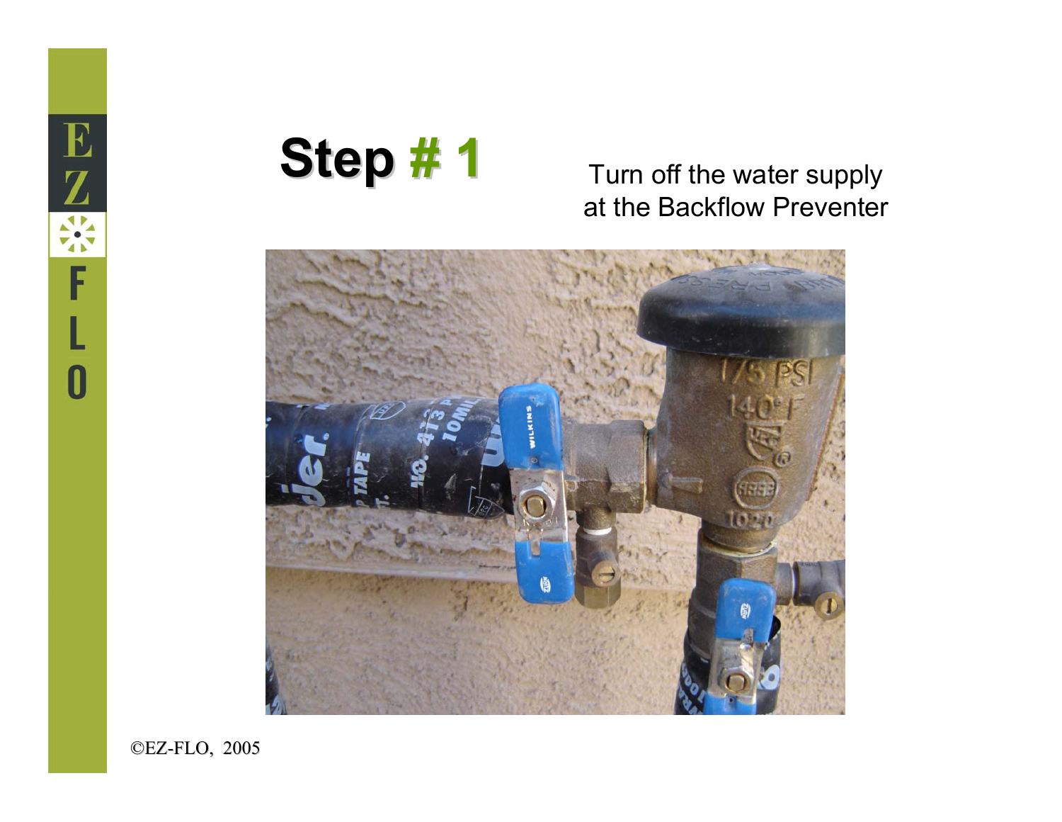# Step # 1

Turn off the water supply at the Backflow Preventer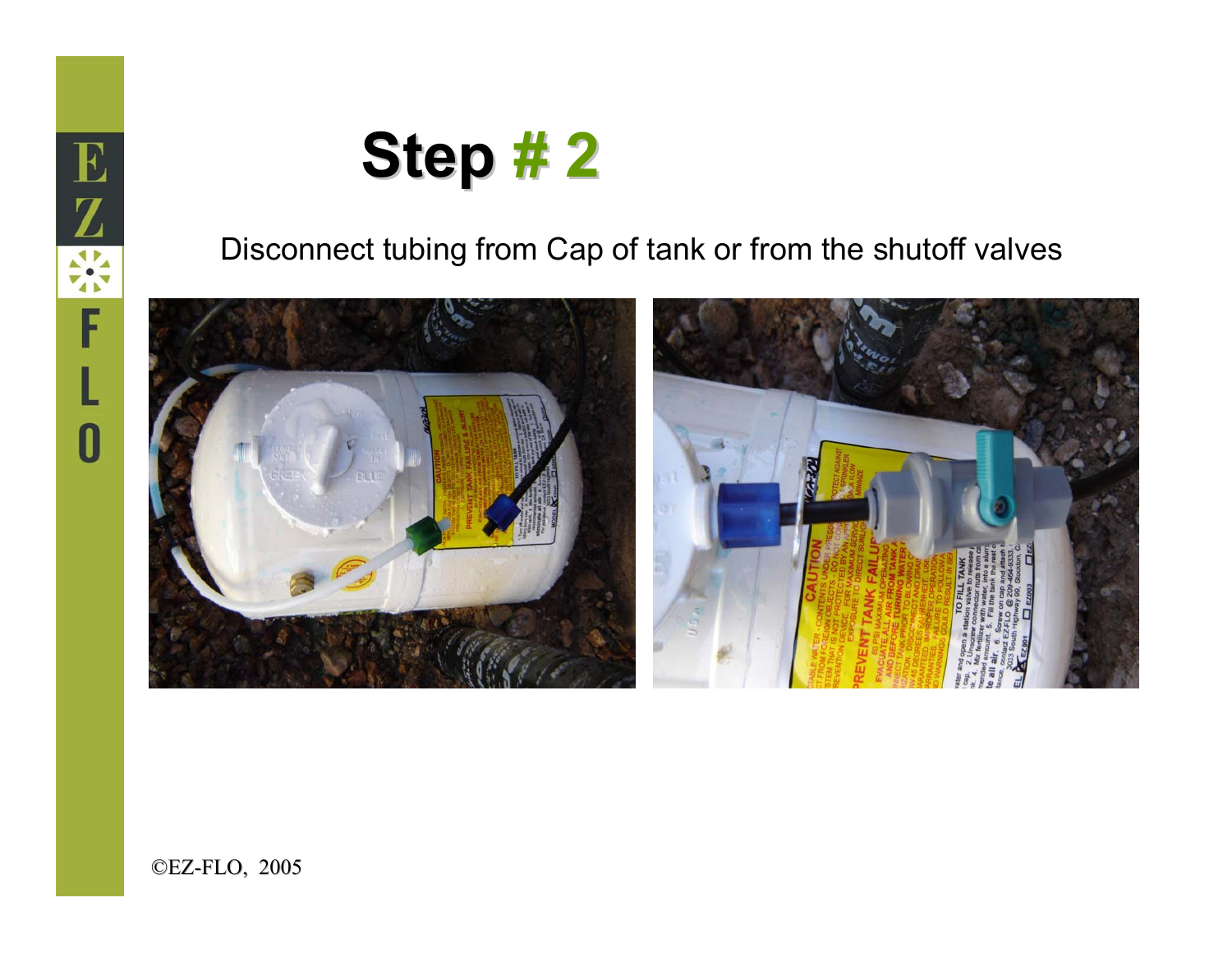# Step # 2

Disconnect tubing from Cap of tank or from the shutoff valves

©EZ-FLO, 2005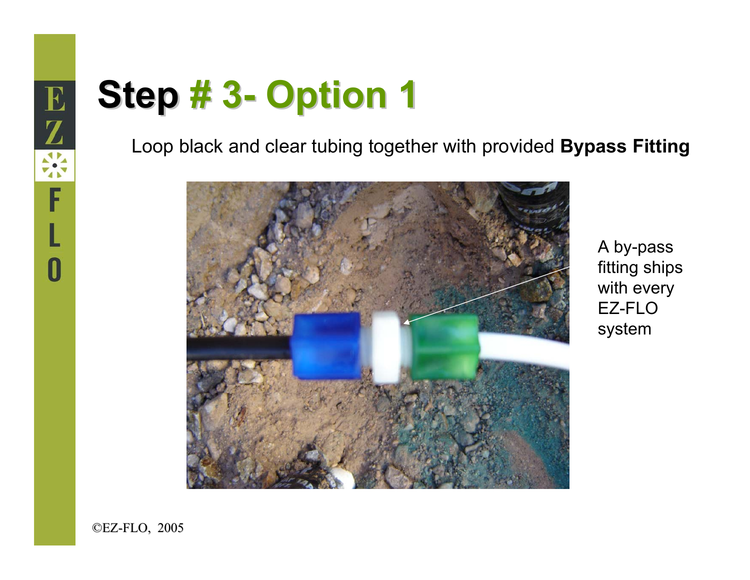# Step # 3- Option 1

Loop black and clear tubing together with provided **Bypass Fitting**

A by-pass fitting ships with every EZ-FLO system

©EZ-FLO, 2005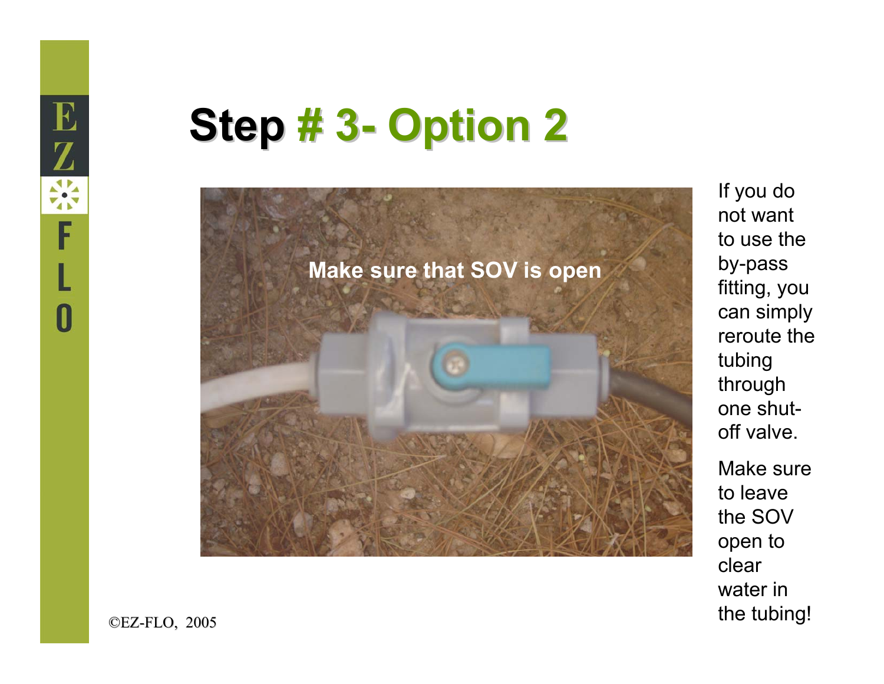# Step # 3- Option 2

Make sure that SOV is open

If you do not want to use the by-pass fitting, you can simply reroute the tubing through one shut-off valve.

Make sure to leave the SOV open to clear water in the tubing!

©EZ-FLO, 2005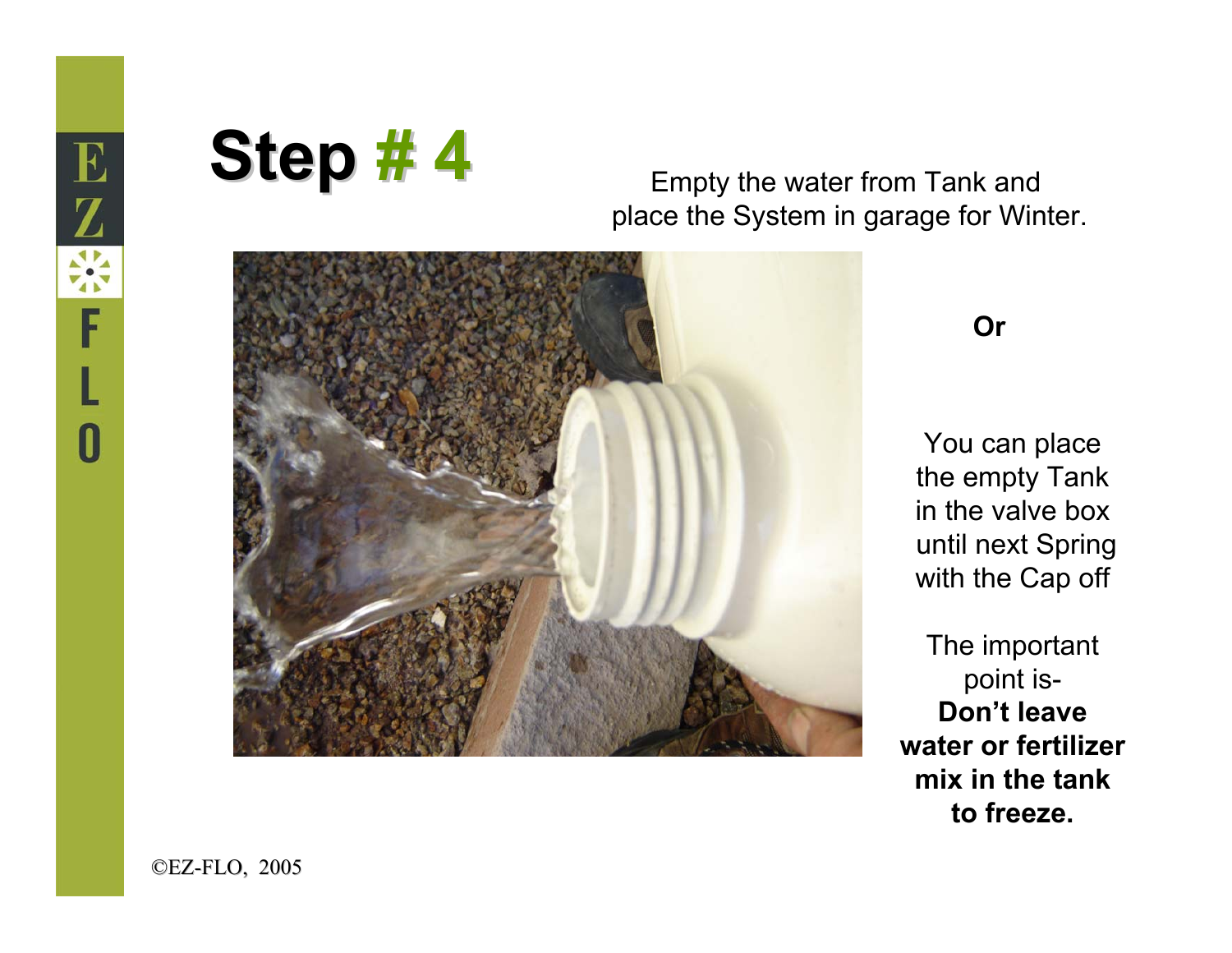# Step # 4

Empty the water from Tank and place the System in garage for Winter.

**Or**

You can place the empty Tank in the valve box until next Spring with the Cap off

The important point is- **Don't leave water or fertilizer mix in the tank to freeze.**

©EZ-FLO, 2005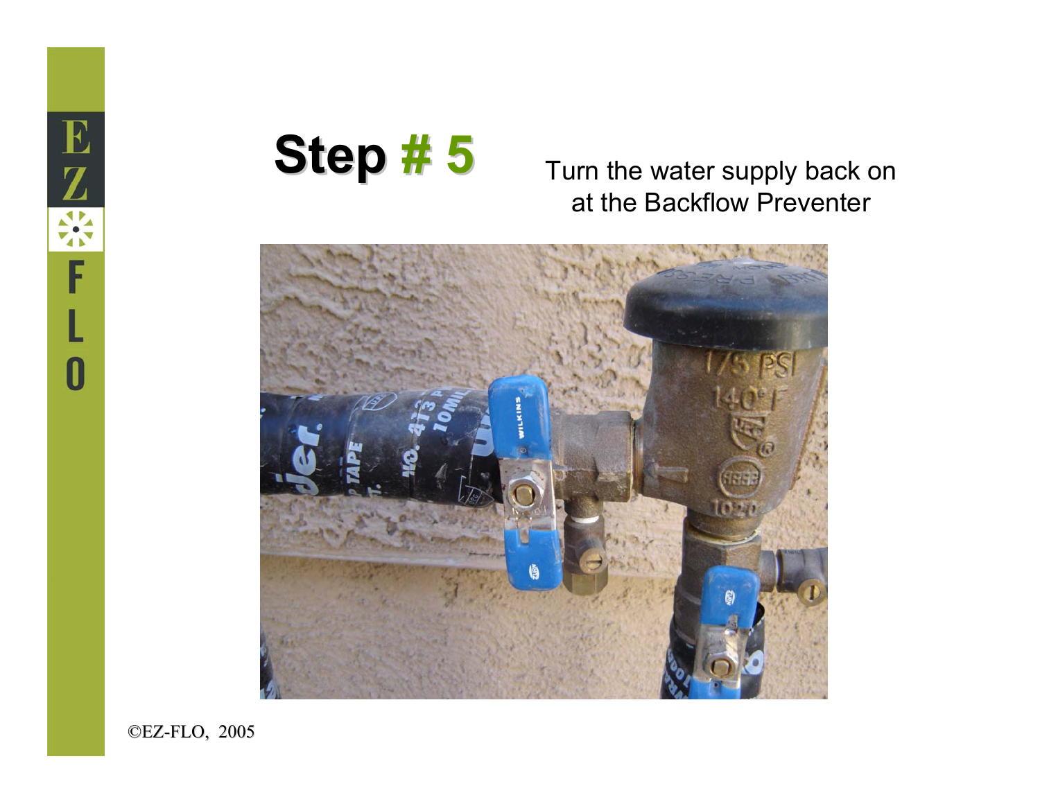# Step # 5

Turn the water supply back on at the Backflow Preventer

©EZ-FLO, 2005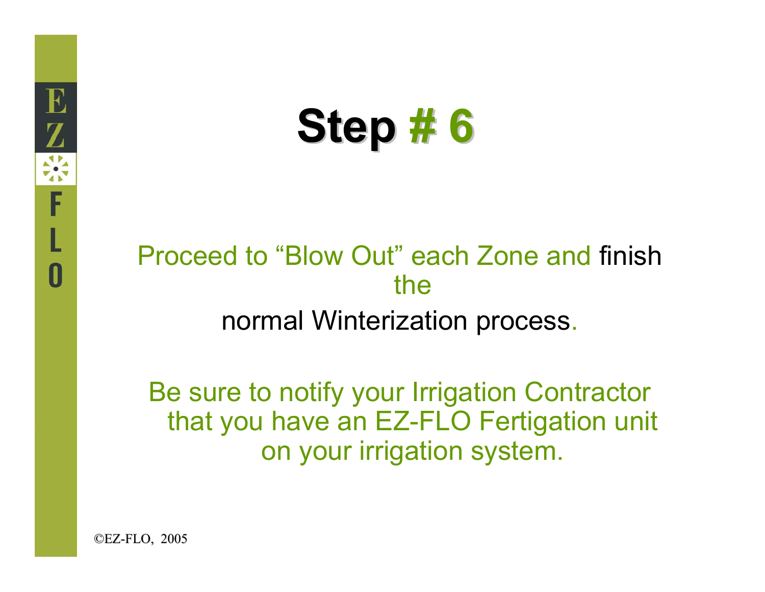# Step # 6

Proceed to "Blow Out" each Zone and finish the normal Winterization process.

Be sure to notify your Irrigation Contractor that you have an EZ-FLO Fertigation unit on your irrigation system.

©EZ-FLO, 2005